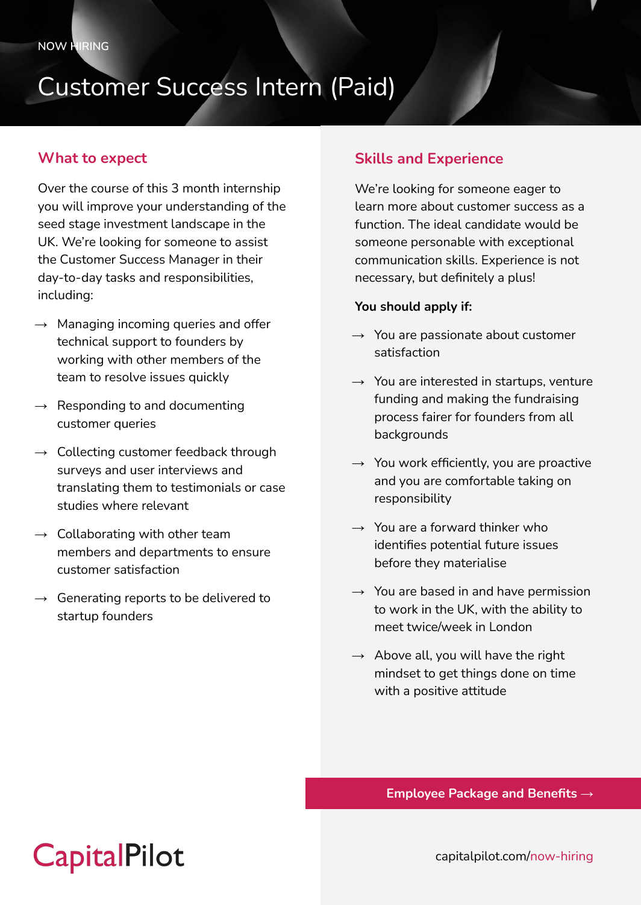NOW HIRING

# Customer Success Intern (Paid)

## What to expect

Over the course of this 3 month internship you will improve your understanding of the seed stage investment landscape in the UK. We're looking for someone to assist the Customer Success Manager in their day-to-day tasks and responsibilities, including:

- → Managing incoming queries and offer technical support to founders by working with other members of the team to resolve issues quickly
- → Responding to and documenting customer queries
- → Collecting customer feedback through surveys and user interviews and translating them to testimonials or case studies where relevant
- → Collaborating with other team members and departments to ensure customer satisfaction
- → Generating reports to be delivered to startup founders

## Skills and Experience

We're looking for someone eager to learn more about customer success as a function. The ideal candidate would be someone personable with exceptional communication skills. Experience is not necessary, but definitely a plus!

**You should apply if:**

- → You are passionate about customer satisfaction
- → You are interested in startups, venture funding and making the fundraising process fairer for founders from all backgrounds
- → You work efficiently, you are proactive and you are comfortable taking on responsibility
- → You are a forward thinker who identifies potential future issues before they materialise
- → You are based in and have permission to work in the UK, with the ability to meet twice/week in London
- → Above all, you will have the right mindset to get things done on time with a positive attitude

**Employee Package and Benefits →**

CapitalPilot

capitalpilot.com/now-hiring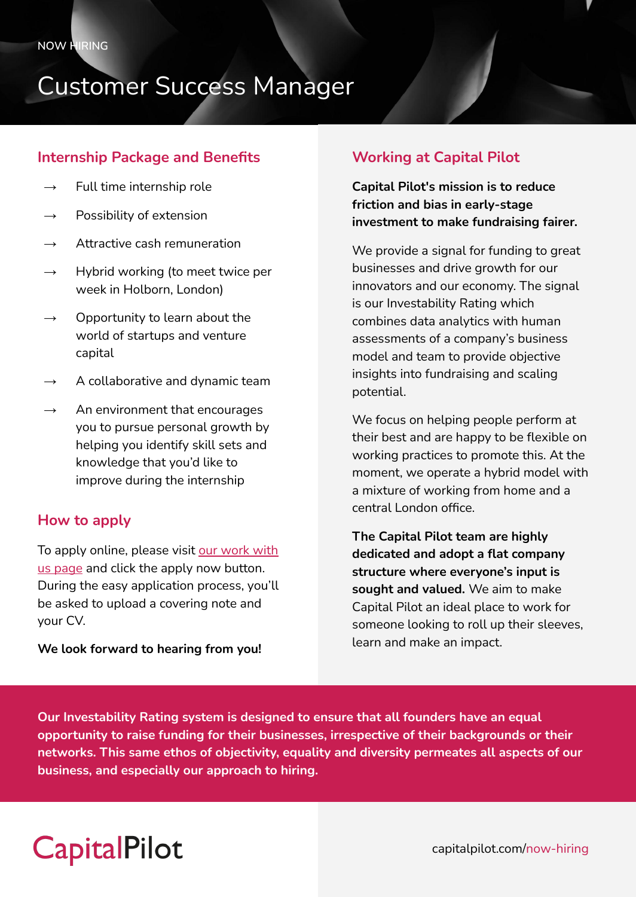NOW HIRING

# Customer Success Manager

## Internship Package and Benefits

- → Full time internship role
- → Possibility of extension
- → Attractive cash remuneration
- → Hybrid working (to meet twice per week in Holborn, London)
- → Opportunity to learn about the world of startups and venture capital
- → A collaborative and dynamic team
- → An environment that encourages you to pursue personal growth by helping you identify skill sets and knowledge that you'd like to improve during the internship

## How to apply

To apply online, please visit our work with us page and click the apply now button. During the easy application process, you'll be asked to upload a covering note and your CV.

**We look forward to hearing from you!**

## Working at Capital Pilot

**Capital Pilot's mission is to reduce friction and bias in early-stage investment to make fundraising fairer.**

We provide a signal for funding to great businesses and drive growth for our innovators and our economy. The signal is our Investability Rating which combines data analytics with human assessments of a company's business model and team to provide objective insights into fundraising and scaling potential.

We focus on helping people perform at their best and are happy to be flexible on working practices to promote this. At the moment, we operate a hybrid model with a mixture of working from home and a central London office.

**The Capital Pilot team are highly dedicated and adopt a flat company structure where everyone's input is sought and valued.** We aim to make Capital Pilot an ideal place to work for someone looking to roll up their sleeves, learn and make an impact.

**Our Investability Rating system is designed to ensure that all founders have an equal opportunity to raise funding for their businesses, irrespective of their backgrounds or their networks. This same ethos of objectivity, equality and diversity permeates all aspects of our business, and especially our approach to hiring.**

CapitalPilot

capitalpilot.com/now-hiring